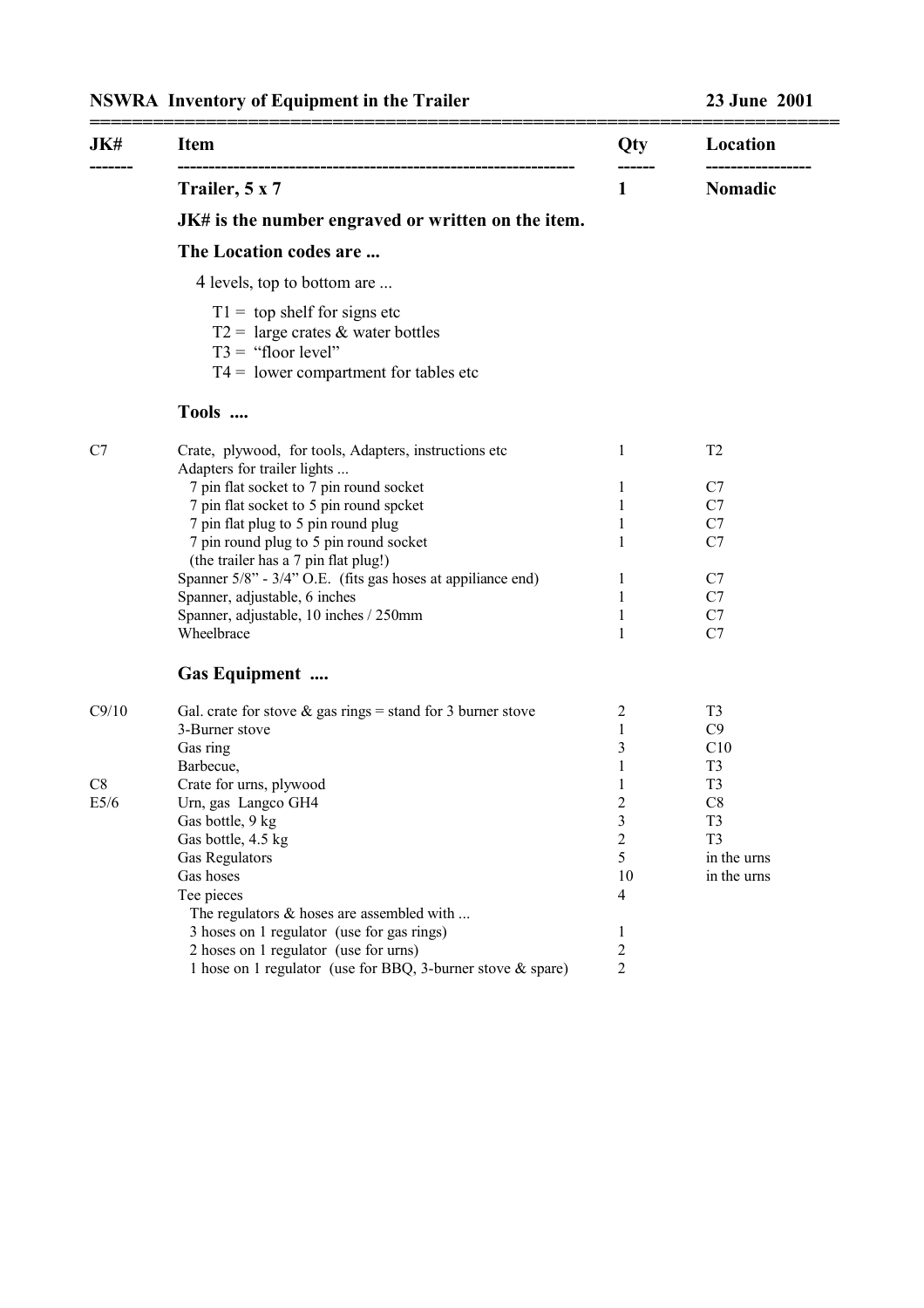## NSWRA Inventory of Equipment in the Trailer — 23 June 2001

| JK# | Item | Qty | Location |
|---|---|---|---|
| | **Trailer, 5 x 7** | **1** | **Nomadic** |
| | **JK# is the number engraved or written on the item.** | | |
| | **The Location codes are ...** | | |
| | 4 levels, top to bottom are ... | | |
| | T1 = top shelf for signs etc | | |
| | T2 = large crates & water bottles | | |
| | T3 = "floor level" | | |
| | T4 = lower compartment for tables etc | | |
| | **Tools ....** | | |
| C7 | Crate, plywood, for tools, Adapters, instructions etc | 1 | T2 |
| | Adapters for trailer lights ... | | |
| | 7 pin flat socket to 7 pin round socket | 1 | C7 |
| | 7 pin flat socket to 5 pin round spcket | 1 | C7 |
| | 7 pin flat plug to 5 pin round plug | 1 | C7 |
| | 7 pin round plug to 5 pin round socket | 1 | C7 |
| | (the trailer has a 7 pin flat plug!) | | |
| | Spanner 5/8" - 3/4" O.E. (fits gas hoses at appiliance end) | 1 | C7 |
| | Spanner, adjustable, 6 inches | 1 | C7 |
| | Spanner, adjustable, 10 inches / 250mm | 1 | C7 |
| | Wheelbrace | 1 | C7 |
| | **Gas Equipment ....** | | |
| C9/10 | Gal. crate for stove & gas rings = stand for 3 burner stove | 2 | T3 |
| | 3-Burner stove | 1 | C9 |
| | Gas ring | 3 | C10 |
| | Barbecue, | 1 | T3 |
| C8 | Crate for urns, plywood | 1 | T3 |
| E5/6 | Urn, gas Langco GH4 | 2 | C8 |
| | Gas bottle, 9 kg | 3 | T3 |
| | Gas bottle, 4.5 kg | 2 | T3 |
| | Gas Regulators | 5 | in the urns |
| | Gas hoses | 10 | in the urns |
| | Tee pieces | 4 | |
| | The regulators & hoses are assembled with ... | | |
| | 3 hoses on 1 regulator (use for gas rings) | 1 | |
| | 2 hoses on 1 regulator (use for urns) | 2 | |
| | 1 hose on 1 regulator (use for BBQ, 3-burner stove & spare) | 2 | |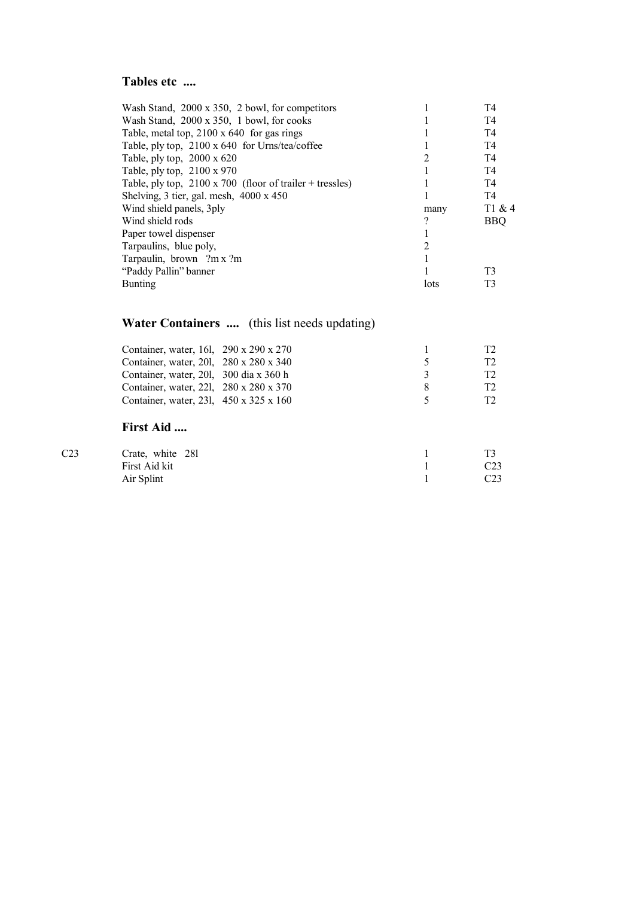## Tables etc ....

| | | |
|---|---|---|
| Wash Stand, 2000 x 350, 2 bowl, for competitors | 1 | T4 |
| Wash Stand, 2000 x 350, 1 bowl, for cooks | 1 | T4 |
| Table, metal top, 2100 x 640 for gas rings | 1 | T4 |
| Table, ply top, 2100 x 640 for Urns/tea/coffee | 1 | T4 |
| Table, ply top, 2000 x 620 | 2 | T4 |
| Table, ply top, 2100 x 970 | 1 | T4 |
| Table, ply top, 2100 x 700 (floor of trailer + tressles) | 1 | T4 |
| Shelving, 3 tier, gal. mesh, 4000 x 450 | 1 | T4 |
| Wind shield panels, 3ply | many | T1 & 4 |
| Wind shield rods | ? | BBQ |
| Paper towel dispenser | 1 | |
| Tarpaulins, blue poly, | 2 | |
| Tarpaulin, brown ?m x ?m | 1 | |
| "Paddy Pallin" banner | 1 | T3 |
| Bunting | lots | T3 |

## Water Containers .... (this list needs updating)

| | | |
|---|---|---|
| Container, water, 16l, 290 x 290 x 270 | 1 | T2 |
| Container, water, 20l, 280 x 280 x 340 | 5 | T2 |
| Container, water, 20l, 300 dia x 360 h | 3 | T2 |
| Container, water, 22l, 280 x 280 x 370 | 8 | T2 |
| Container, water, 23l, 450 x 325 x 160 | 5 | T2 |

## First Aid ....

| | | | |
|---|---|---|---|
| C23 | Crate, white 28l | 1 | T3 |
| | First Aid kit | 1 | C23 |
| | Air Splint | 1 | C23 |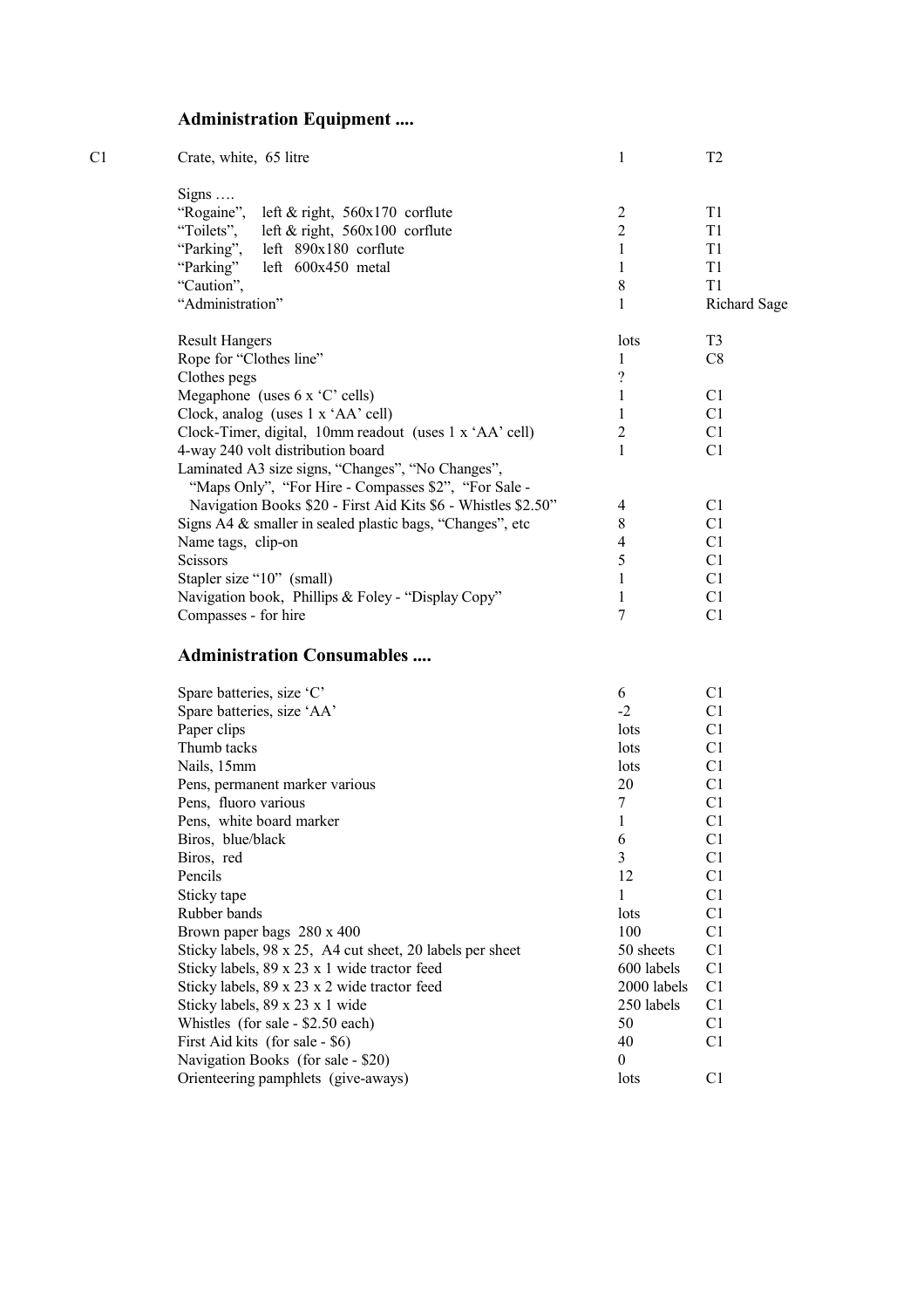## Administration Equipment ....

| | | | |
|---|---|---|---|
| C1 | Crate, white, 65 litre | 1 | T2 |
| | Signs …. | | |
| | "Rogaine", left & right, 560x170 corflute | 2 | T1 |
| | "Toilets", left & right, 560x100 corflute | 2 | T1 |
| | "Parking", left 890x180 corflute | 1 | T1 |
| | "Parking" left 600x450 metal | 1 | T1 |
| | "Caution", | 8 | T1 |
| | "Administration" | 1 | Richard Sage |
| | Result Hangers | lots | T3 |
| | Rope for "Clothes line" | 1 | C8 |
| | Clothes pegs | ? | |
| | Megaphone (uses 6 x 'C' cells) | 1 | C1 |
| | Clock, analog (uses 1 x 'AA' cell) | 1 | C1 |
| | Clock-Timer, digital, 10mm readout (uses 1 x 'AA' cell) | 2 | C1 |
| | 4-way 240 volt distribution board | 1 | C1 |
| | Laminated A3 size signs, "Changes", "No Changes", "Maps Only", "For Hire - Compasses $2", "For Sale - Navigation Books $20 - First Aid Kits $6 - Whistles $2.50" | 4 | C1 |
| | Signs A4 & smaller in sealed plastic bags, "Changes", etc | 8 | C1 |
| | Name tags, clip-on | 4 | C1 |
| | Scissors | 5 | C1 |
| | Stapler size "10" (small) | 1 | C1 |
| | Navigation book, Phillips & Foley - "Display Copy" | 1 | C1 |
| | Compasses - for hire | 7 | C1 |

## Administration Consumables ....

| | | |
|---|---|---|
| Spare batteries, size 'C' | 6 | C1 |
| Spare batteries, size 'AA' | -2 | C1 |
| Paper clips | lots | C1 |
| Thumb tacks | lots | C1 |
| Nails, 15mm | lots | C1 |
| Pens, permanent marker various | 20 | C1 |
| Pens, fluoro various | 7 | C1 |
| Pens, white board marker | 1 | C1 |
| Biros, blue/black | 6 | C1 |
| Biros, red | 3 | C1 |
| Pencils | 12 | C1 |
| Sticky tape | 1 | C1 |
| Rubber bands | lots | C1 |
| Brown paper bags 280 x 400 | 100 | C1 |
| Sticky labels, 98 x 25, A4 cut sheet, 20 labels per sheet | 50 sheets | C1 |
| Sticky labels, 89 x 23 x 1 wide tractor feed | 600 labels | C1 |
| Sticky labels, 89 x 23 x 2 wide tractor feed | 2000 labels | C1 |
| Sticky labels, 89 x 23 x 1 wide | 250 labels | C1 |
| Whistles (for sale - $2.50 each) | 50 | C1 |
| First Aid kits (for sale - $6) | 40 | C1 |
| Navigation Books (for sale - $20) | 0 | |
| Orienteering pamphlets (give-aways) | lots | C1 |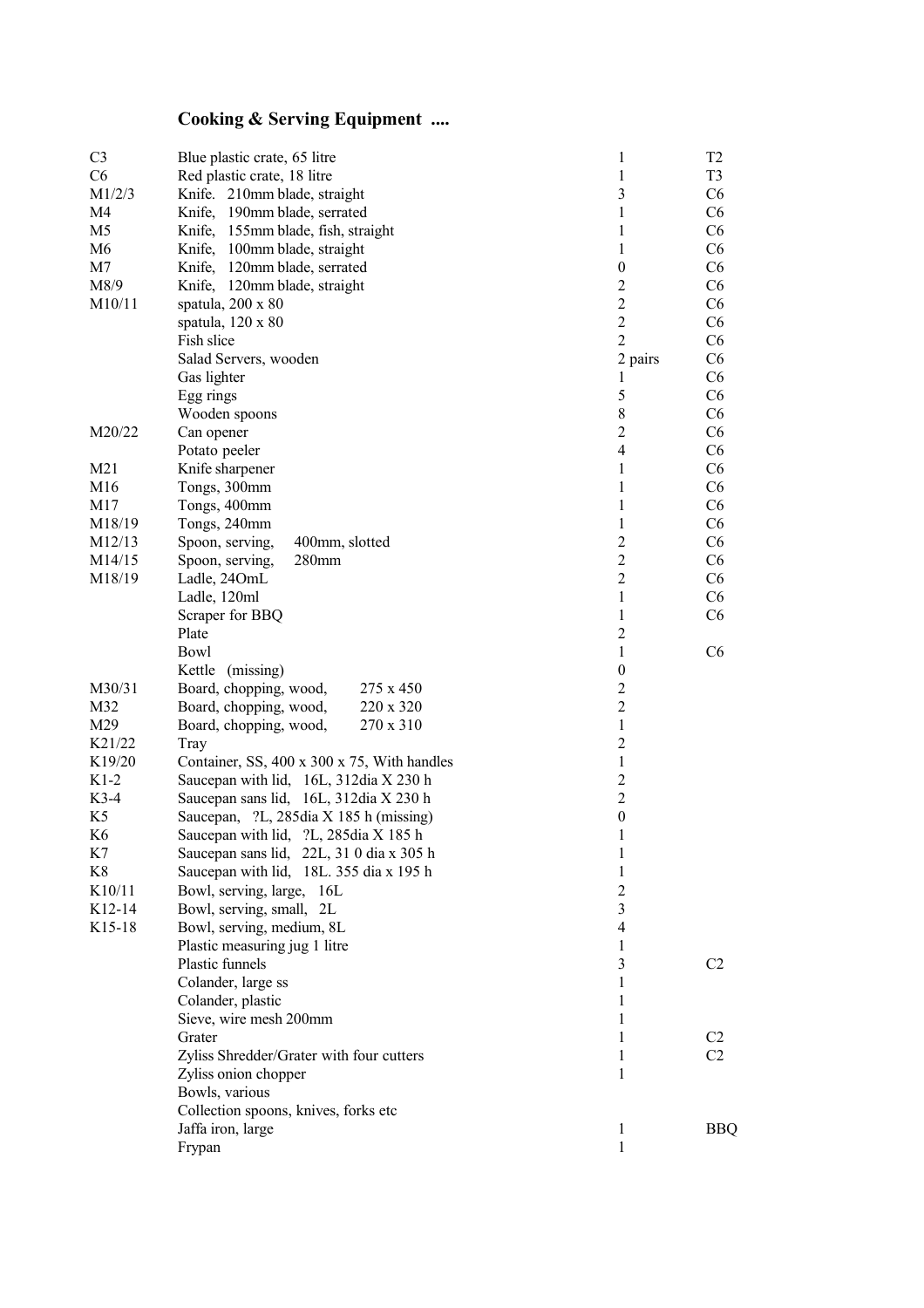## Cooking & Serving Equipment ....

| | | | |
|---|---|---|---|
| C3 | Blue plastic crate, 65 litre | 1 | T2 |
| C6 | Red plastic crate, 18 litre | 1 | T3 |
| M1/2/3 | Knife. 210mm blade, straight | 3 | C6 |
| M4 | Knife, 190mm blade, serrated | 1 | C6 |
| M5 | Knife, 155mm blade, fish, straight | 1 | C6 |
| M6 | Knife, 100mm blade, straight | 1 | C6 |
| M7 | Knife, 120mm blade, serrated | 0 | C6 |
| M8/9 | Knife, 120mm blade, straight | 2 | C6 |
| M10/11 | spatula, 200 x 80 | 2 | C6 |
| | spatula, 120 x 80 | 2 | C6 |
| | Fish slice | 2 | C6 |
| | Salad Servers, wooden | 2 pairs | C6 |
| | Gas lighter | 1 | C6 |
| | Egg rings | 5 | C6 |
| | Wooden spoons | 8 | C6 |
| M20/22 | Can opener | 2 | C6 |
| | Potato peeler | 4 | C6 |
| M21 | Knife sharpener | 1 | C6 |
| M16 | Tongs, 300mm | 1 | C6 |
| M17 | Tongs, 400mm | 1 | C6 |
| M18/19 | Tongs, 240mm | 1 | C6 |
| M12/13 | Spoon, serving, 400mm, slotted | 2 | C6 |
| M14/15 | Spoon, serving, 280mm | 2 | C6 |
| M18/19 | Ladle, 24OmL | 2 | C6 |
| | Ladle, 120ml | 1 | C6 |
| | Scraper for BBQ | 1 | C6 |
| | Plate | 2 | |
| | Bowl | 1 | C6 |
| | Kettle (missing) | 0 | |
| M30/31 | Board, chopping, wood, 275 x 450 | 2 | |
| M32 | Board, chopping, wood, 220 x 320 | 2 | |
| M29 | Board, chopping, wood, 270 x 310 | 1 | |
| K21/22 | Tray | 2 | |
| K19/20 | Container, SS, 400 x 300 x 75, With handles | 1 | |
| K1-2 | Saucepan with lid, 16L, 312dia X 230 h | 2 | |
| K3-4 | Saucepan sans lid, 16L, 312dia X 230 h | 2 | |
| K5 | Saucepan, ?L, 285dia X 185 h (missing) | 0 | |
| K6 | Saucepan with lid, ?L, 285dia X 185 h | 1 | |
| K7 | Saucepan sans lid, 22L, 31 0 dia x 305 h | 1 | |
| K8 | Saucepan with lid, 18L. 355 dia x 195 h | 1 | |
| K10/11 | Bowl, serving, large, 16L | 2 | |
| K12-14 | Bowl, serving, small, 2L | 3 | |
| K15-18 | Bowl, serving, medium, 8L | 4 | |
| | Plastic measuring jug 1 litre | 1 | |
| | Plastic funnels | 3 | C2 |
| | Colander, large ss | 1 | |
| | Colander, plastic | 1 | |
| | Sieve, wire mesh 200mm | 1 | |
| | Grater | 1 | C2 |
| | Zyliss Shredder/Grater with four cutters | 1 | C2 |
| | Zyliss onion chopper | 1 | |
| | Bowls, various | | |
| | Collection spoons, knives, forks etc | | |
| | Jaffa iron, large | 1 | BBQ |
| | Frypan | 1 | |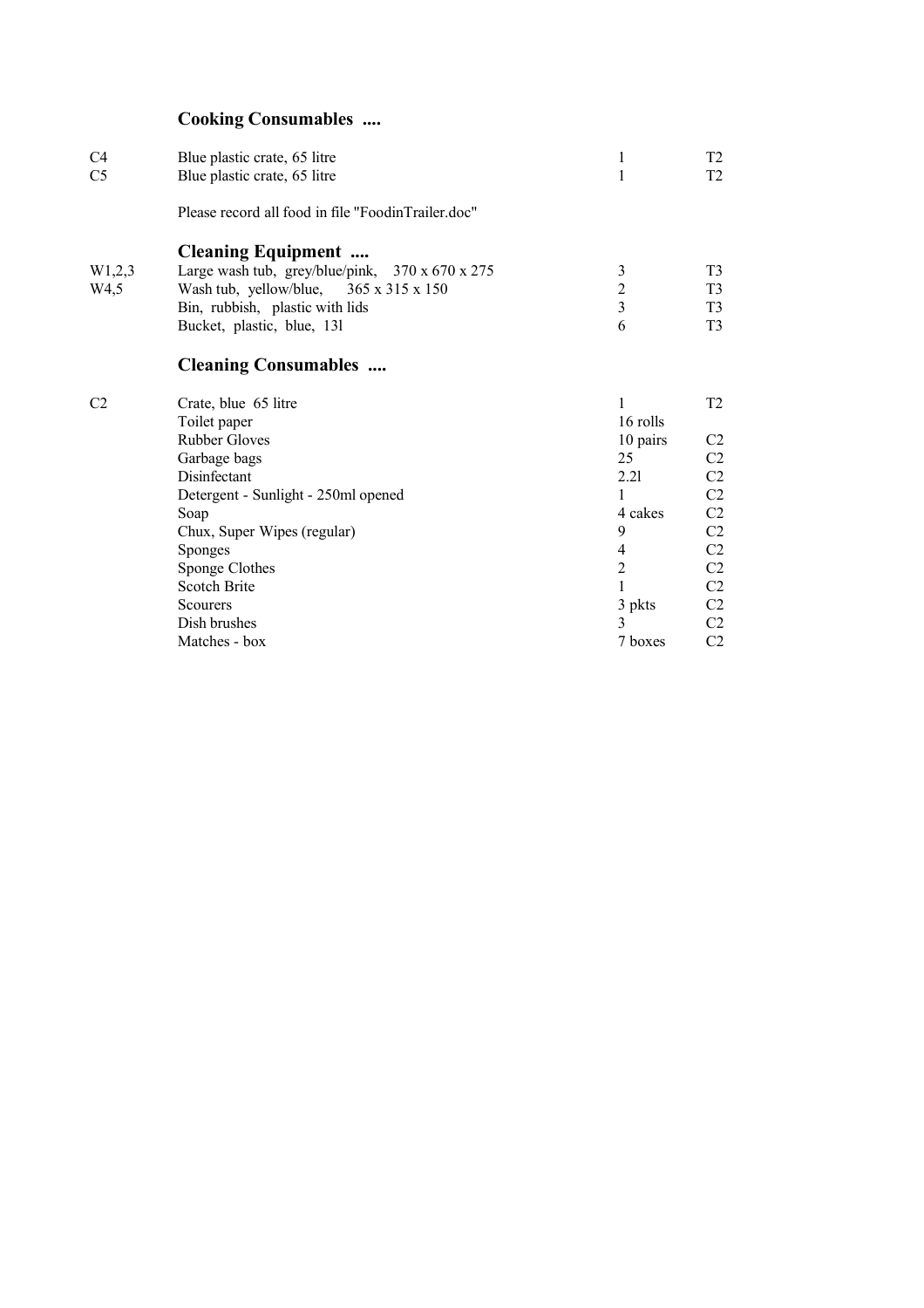## Cooking Consumables ....

| | | | |
|---|---|---|---|
| C4 | Blue plastic crate, 65 litre | 1 | T2 |
| C5 | Blue plastic crate, 65 litre | 1 | T2 |

Please record all food in file "FoodinTrailer.doc"

## Cleaning Equipment ....

| | | | |
|---|---|---|---|
| W1,2,3 | Large wash tub, grey/blue/pink, 370 x 670 x 275 | 3 | T3 |
| W4,5 | Wash tub, yellow/blue, 365 x 315 x 150 | 2 | T3 |
| | Bin, rubbish, plastic with lids | 3 | T3 |
| | Bucket, plastic, blue, 13l | 6 | T3 |

## Cleaning Consumables ....

| | | | |
|---|---|---|---|
| C2 | Crate, blue 65 litre | 1 | T2 |
| | Toilet paper | 16 rolls | |
| | Rubber Gloves | 10 pairs | C2 |
| | Garbage bags | 25 | C2 |
| | Disinfectant | 2.2l | C2 |
| | Detergent - Sunlight - 250ml opened | 1 | C2 |
| | Soap | 4 cakes | C2 |
| | Chux, Super Wipes (regular) | 9 | C2 |
| | Sponges | 4 | C2 |
| | Sponge Clothes | 2 | C2 |
| | Scotch Brite | 1 | C2 |
| | Scourers | 3 pkts | C2 |
| | Dish brushes | 3 | C2 |
| | Matches - box | 7 boxes | C2 |